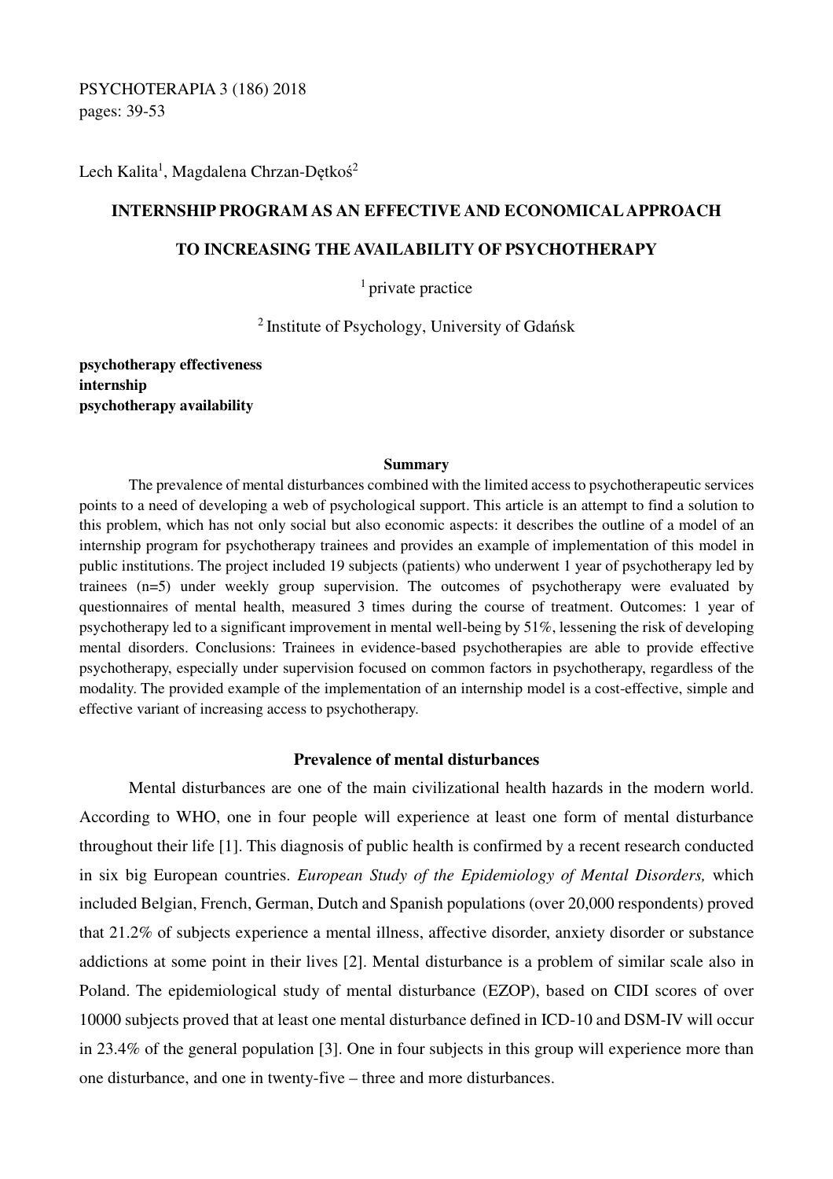Lech Kalita[1], Magdalena Chrzan-Dętkoś[2]

# INTERNSHIP PROGRAM AS AN EFFECTIVE AND ECONOMICAL APPROACH TO INCREASING THE AVAILABILITY OF PSYCHOTHERAPY

[1] private practice

[2] Institute of Psychology, University of Gdańsk

**psychotherapy effectiveness**
**internship**
**psychotherapy availability**

## Summary

The prevalence of mental disturbances combined with the limited access to psychotherapeutic services points to a need of developing a web of psychological support. This article is an attempt to find a solution to this problem, which has not only social but also economic aspects: it describes the outline of a model of an internship program for psychotherapy trainees and provides an example of implementation of this model in public institutions. The project included 19 subjects (patients) who underwent 1 year of psychotherapy led by trainees (n=5) under weekly group supervision. The outcomes of psychotherapy were evaluated by questionnaires of mental health, measured 3 times during the course of treatment. Outcomes: 1 year of psychotherapy led to a significant improvement in mental well-being by 51%, lessening the risk of developing mental disorders. Conclusions: Trainees in evidence-based psychotherapies are able to provide effective psychotherapy, especially under supervision focused on common factors in psychotherapy, regardless of the modality. The provided example of the implementation of an internship model is a cost-effective, simple and effective variant of increasing access to psychotherapy.

## Prevalence of mental disturbances

Mental disturbances are one of the main civilizational health hazards in the modern world. According to WHO, one in four people will experience at least one form of mental disturbance throughout their life [1]. This diagnosis of public health is confirmed by a recent research conducted in six big European countries. *European Study of the Epidemiology of Mental Disorders,* which included Belgian, French, German, Dutch and Spanish populations (over 20,000 respondents) proved that 21.2% of subjects experience a mental illness, affective disorder, anxiety disorder or substance addictions at some point in their lives [2]. Mental disturbance is a problem of similar scale also in Poland. The epidemiological study of mental disturbance (EZOP), based on CIDI scores of over 10000 subjects proved that at least one mental disturbance defined in ICD-10 and DSM-IV will occur in 23.4% of the general population [3]. One in four subjects in this group will experience more than one disturbance, and one in twenty-five – three and more disturbances.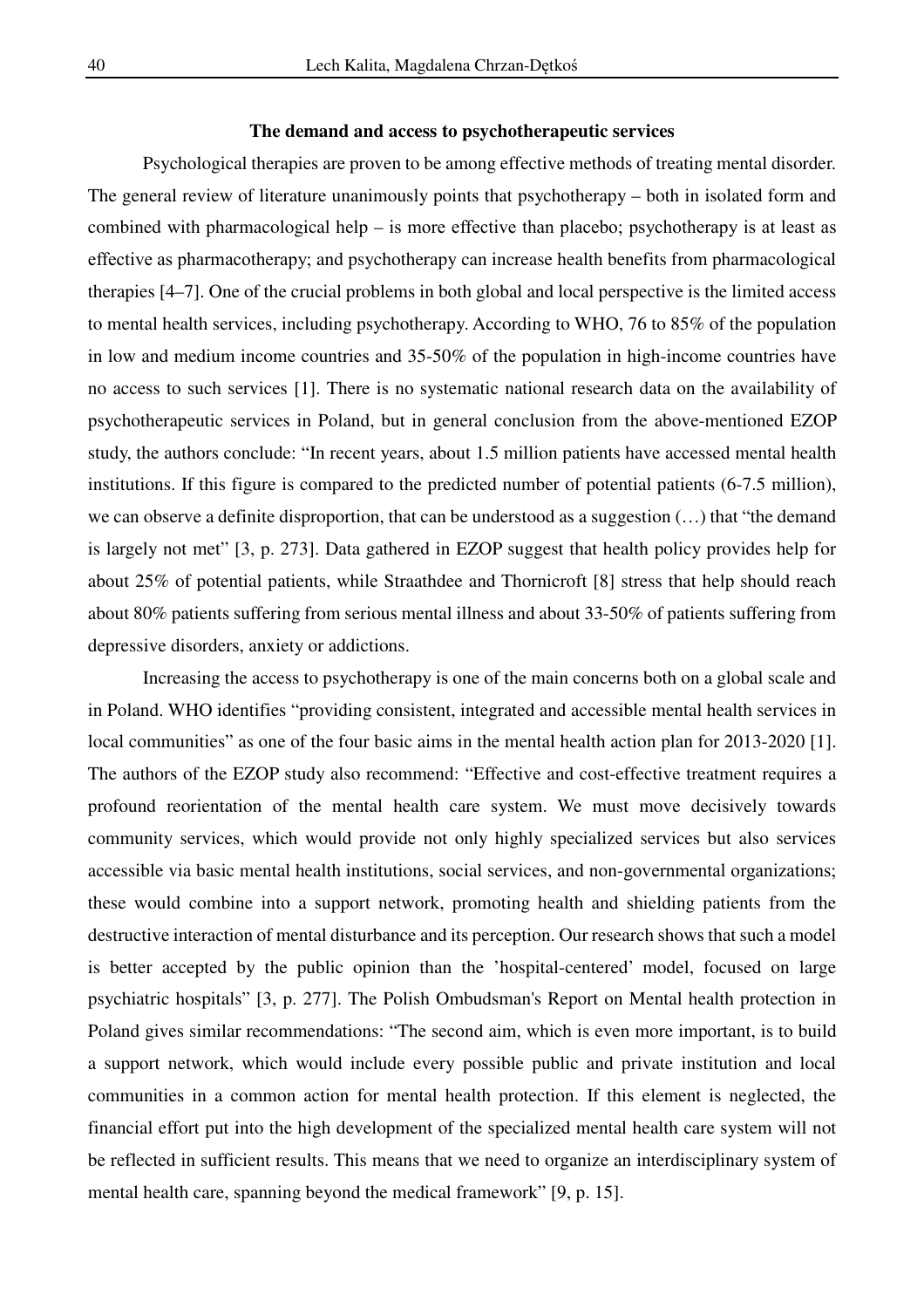**The demand and access to psychotherapeutic services**

Psychological therapies are proven to be among effective methods of treating mental disorder. The general review of literature unanimously points that psychotherapy – both in isolated form and combined with pharmacological help – is more effective than placebo; psychotherapy is at least as effective as pharmacotherapy; and psychotherapy can increase health benefits from pharmacological therapies [4–7]. One of the crucial problems in both global and local perspective is the limited access to mental health services, including psychotherapy. According to WHO, 76 to 85% of the population in low and medium income countries and 35-50% of the population in high-income countries have no access to such services [1]. There is no systematic national research data on the availability of psychotherapeutic services in Poland, but in general conclusion from the above-mentioned EZOP study, the authors conclude: "In recent years, about 1.5 million patients have accessed mental health institutions. If this figure is compared to the predicted number of potential patients (6-7.5 million), we can observe a definite disproportion, that can be understood as a suggestion (…) that "the demand is largely not met" [3, p. 273]. Data gathered in EZOP suggest that health policy provides help for about 25% of potential patients, while Straathdee and Thornicroft [8] stress that help should reach about 80% patients suffering from serious mental illness and about 33-50% of patients suffering from depressive disorders, anxiety or addictions.

Increasing the access to psychotherapy is one of the main concerns both on a global scale and in Poland. WHO identifies "providing consistent, integrated and accessible mental health services in local communities" as one of the four basic aims in the mental health action plan for 2013-2020 [1]. The authors of the EZOP study also recommend: "Effective and cost-effective treatment requires a profound reorientation of the mental health care system. We must move decisively towards community services, which would provide not only highly specialized services but also services accessible via basic mental health institutions, social services, and non-governmental organizations; these would combine into a support network, promoting health and shielding patients from the destructive interaction of mental disturbance and its perception. Our research shows that such a model is better accepted by the public opinion than the 'hospital-centered' model, focused on large psychiatric hospitals" [3, p. 277]. The Polish Ombudsman's Report on Mental health protection in Poland gives similar recommendations: "The second aim, which is even more important, is to build a support network, which would include every possible public and private institution and local communities in a common action for mental health protection. If this element is neglected, the financial effort put into the high development of the specialized mental health care system will not be reflected in sufficient results. This means that we need to organize an interdisciplinary system of mental health care, spanning beyond the medical framework" [9, p. 15].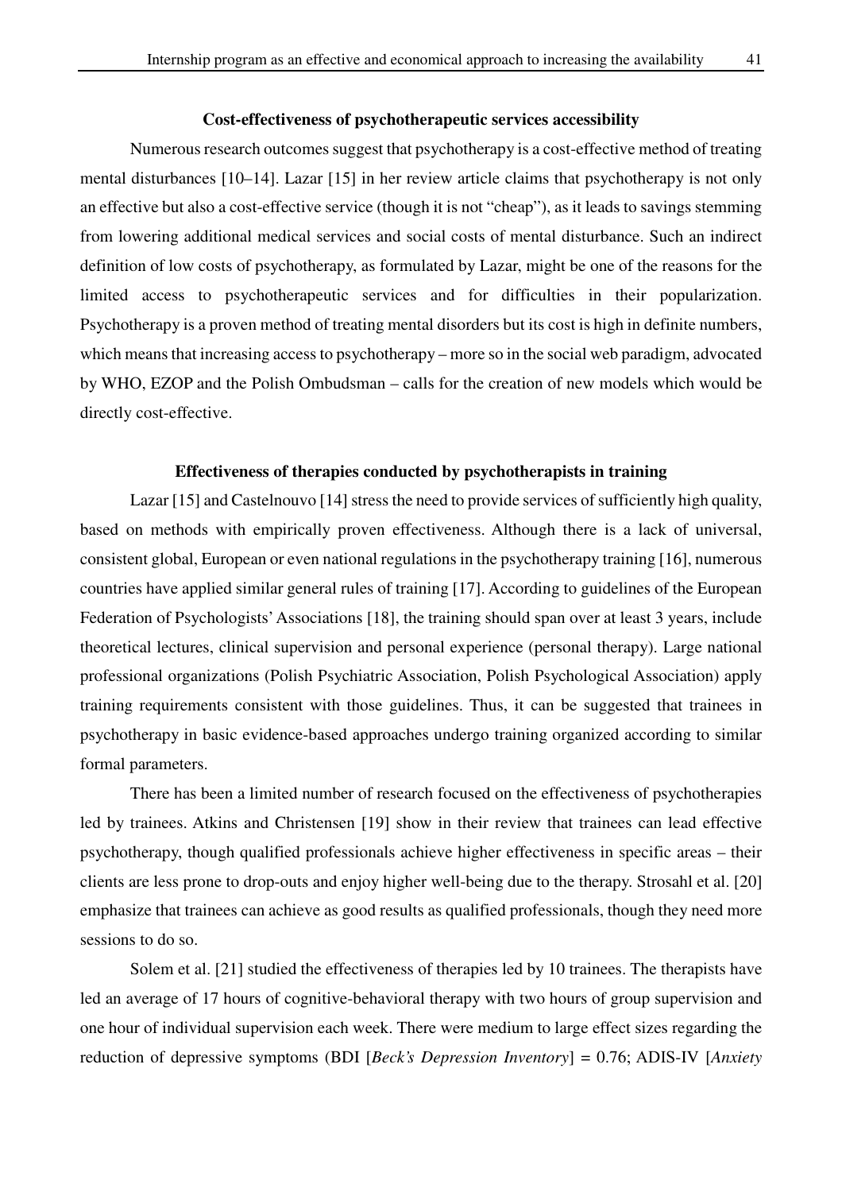### Cost-effectiveness of psychotherapeutic services accessibility

Numerous research outcomes suggest that psychotherapy is a cost-effective method of treating mental disturbances [10–14]. Lazar [15] in her review article claims that psychotherapy is not only an effective but also a cost-effective service (though it is not "cheap"), as it leads to savings stemming from lowering additional medical services and social costs of mental disturbance. Such an indirect definition of low costs of psychotherapy, as formulated by Lazar, might be one of the reasons for the limited access to psychotherapeutic services and for difficulties in their popularization. Psychotherapy is a proven method of treating mental disorders but its cost is high in definite numbers, which means that increasing access to psychotherapy – more so in the social web paradigm, advocated by WHO, EZOP and the Polish Ombudsman – calls for the creation of new models which would be directly cost-effective.

### Effectiveness of therapies conducted by psychotherapists in training

Lazar [15] and Castelnouvo [14] stress the need to provide services of sufficiently high quality, based on methods with empirically proven effectiveness. Although there is a lack of universal, consistent global, European or even national regulations in the psychotherapy training [16], numerous countries have applied similar general rules of training [17]. According to guidelines of the European Federation of Psychologists' Associations [18], the training should span over at least 3 years, include theoretical lectures, clinical supervision and personal experience (personal therapy). Large national professional organizations (Polish Psychiatric Association, Polish Psychological Association) apply training requirements consistent with those guidelines. Thus, it can be suggested that trainees in psychotherapy in basic evidence-based approaches undergo training organized according to similar formal parameters.

There has been a limited number of research focused on the effectiveness of psychotherapies led by trainees. Atkins and Christensen [19] show in their review that trainees can lead effective psychotherapy, though qualified professionals achieve higher effectiveness in specific areas – their clients are less prone to drop-outs and enjoy higher well-being due to the therapy. Strosahl et al. [20] emphasize that trainees can achieve as good results as qualified professionals, though they need more sessions to do so.

Solem et al. [21] studied the effectiveness of therapies led by 10 trainees. The therapists have led an average of 17 hours of cognitive-behavioral therapy with two hours of group supervision and one hour of individual supervision each week. There were medium to large effect sizes regarding the reduction of depressive symptoms (BDI [*Beck's Depression Inventory*] = 0.76; ADIS-IV [*Anxiety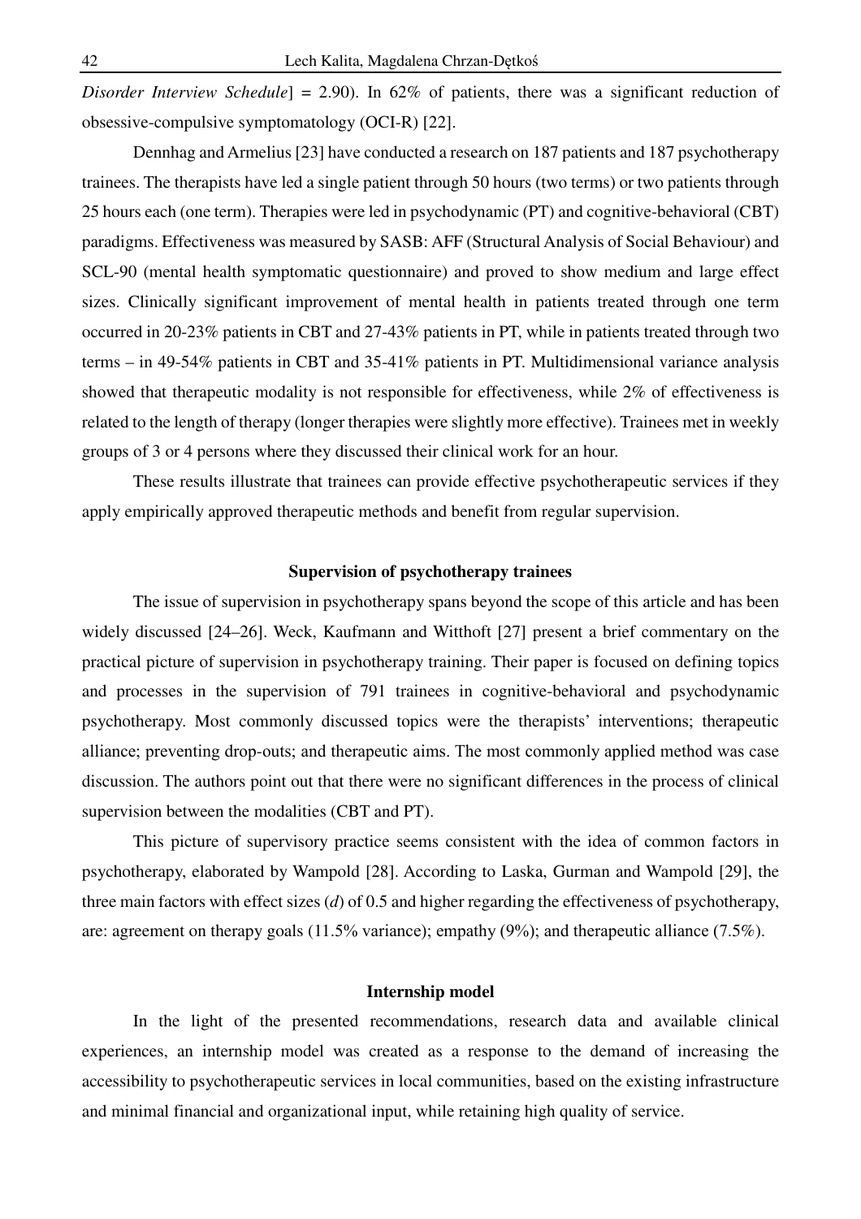*Disorder Interview Schedule*] = 2.90). In 62% of patients, there was a significant reduction of obsessive-compulsive symptomatology (OCI-R) [22].

Dennhag and Armelius [23] have conducted a research on 187 patients and 187 psychotherapy trainees. The therapists have led a single patient through 50 hours (two terms) or two patients through 25 hours each (one term). Therapies were led in psychodynamic (PT) and cognitive-behavioral (CBT) paradigms. Effectiveness was measured by SASB: AFF (Structural Analysis of Social Behaviour) and SCL-90 (mental health symptomatic questionnaire) and proved to show medium and large effect sizes. Clinically significant improvement of mental health in patients treated through one term occurred in 20-23% patients in CBT and 27-43% patients in PT, while in patients treated through two terms – in 49-54% patients in CBT and 35-41% patients in PT. Multidimensional variance analysis showed that therapeutic modality is not responsible for effectiveness, while 2% of effectiveness is related to the length of therapy (longer therapies were slightly more effective). Trainees met in weekly groups of 3 or 4 persons where they discussed their clinical work for an hour.

These results illustrate that trainees can provide effective psychotherapeutic services if they apply empirically approved therapeutic methods and benefit from regular supervision.

## Supervision of psychotherapy trainees

The issue of supervision in psychotherapy spans beyond the scope of this article and has been widely discussed [24–26]. Weck, Kaufmann and Witthoft [27] present a brief commentary on the practical picture of supervision in psychotherapy training. Their paper is focused on defining topics and processes in the supervision of 791 trainees in cognitive-behavioral and psychodynamic psychotherapy. Most commonly discussed topics were the therapists' interventions; therapeutic alliance; preventing drop-outs; and therapeutic aims. The most commonly applied method was case discussion. The authors point out that there were no significant differences in the process of clinical supervision between the modalities (CBT and PT).

This picture of supervisory practice seems consistent with the idea of common factors in psychotherapy, elaborated by Wampold [28]. According to Laska, Gurman and Wampold [29], the three main factors with effect sizes ($d$) of 0.5 and higher regarding the effectiveness of psychotherapy, are: agreement on therapy goals (11.5% variance); empathy (9%); and therapeutic alliance (7.5%).

## Internship model

In the light of the presented recommendations, research data and available clinical experiences, an internship model was created as a response to the demand of increasing the accessibility to psychotherapeutic services in local communities, based on the existing infrastructure and minimal financial and organizational input, while retaining high quality of service.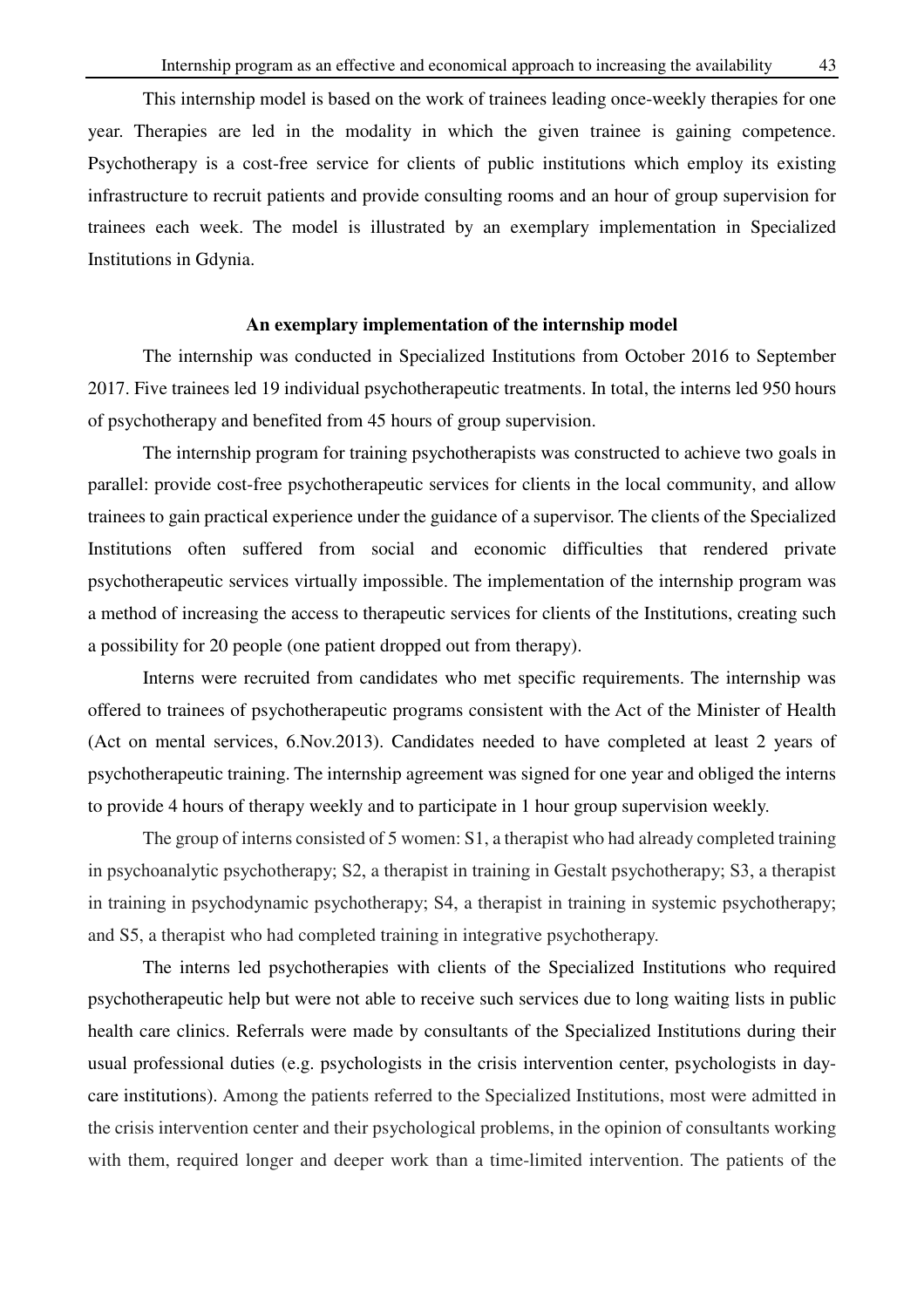This internship model is based on the work of trainees leading once-weekly therapies for one year. Therapies are led in the modality in which the given trainee is gaining competence. Psychotherapy is a cost-free service for clients of public institutions which employ its existing infrastructure to recruit patients and provide consulting rooms and an hour of group supervision for trainees each week. The model is illustrated by an exemplary implementation in Specialized Institutions in Gdynia.

## An exemplary implementation of the internship model

The internship was conducted in Specialized Institutions from October 2016 to September 2017. Five trainees led 19 individual psychotherapeutic treatments. In total, the interns led 950 hours of psychotherapy and benefited from 45 hours of group supervision.

The internship program for training psychotherapists was constructed to achieve two goals in parallel: provide cost-free psychotherapeutic services for clients in the local community, and allow trainees to gain practical experience under the guidance of a supervisor. The clients of the Specialized Institutions often suffered from social and economic difficulties that rendered private psychotherapeutic services virtually impossible. The implementation of the internship program was a method of increasing the access to therapeutic services for clients of the Institutions, creating such a possibility for 20 people (one patient dropped out from therapy).

Interns were recruited from candidates who met specific requirements. The internship was offered to trainees of psychotherapeutic programs consistent with the Act of the Minister of Health (Act on mental services, 6.Nov.2013). Candidates needed to have completed at least 2 years of psychotherapeutic training. The internship agreement was signed for one year and obliged the interns to provide 4 hours of therapy weekly and to participate in 1 hour group supervision weekly.

The group of interns consisted of 5 women: S1, a therapist who had already completed training in psychoanalytic psychotherapy; S2, a therapist in training in Gestalt psychotherapy; S3, a therapist in training in psychodynamic psychotherapy; S4, a therapist in training in systemic psychotherapy; and S5, a therapist who had completed training in integrative psychotherapy.

The interns led psychotherapies with clients of the Specialized Institutions who required psychotherapeutic help but were not able to receive such services due to long waiting lists in public health care clinics. Referrals were made by consultants of the Specialized Institutions during their usual professional duties (e.g. psychologists in the crisis intervention center, psychologists in day-care institutions). Among the patients referred to the Specialized Institutions, most were admitted in the crisis intervention center and their psychological problems, in the opinion of consultants working with them, required longer and deeper work than a time-limited intervention. The patients of the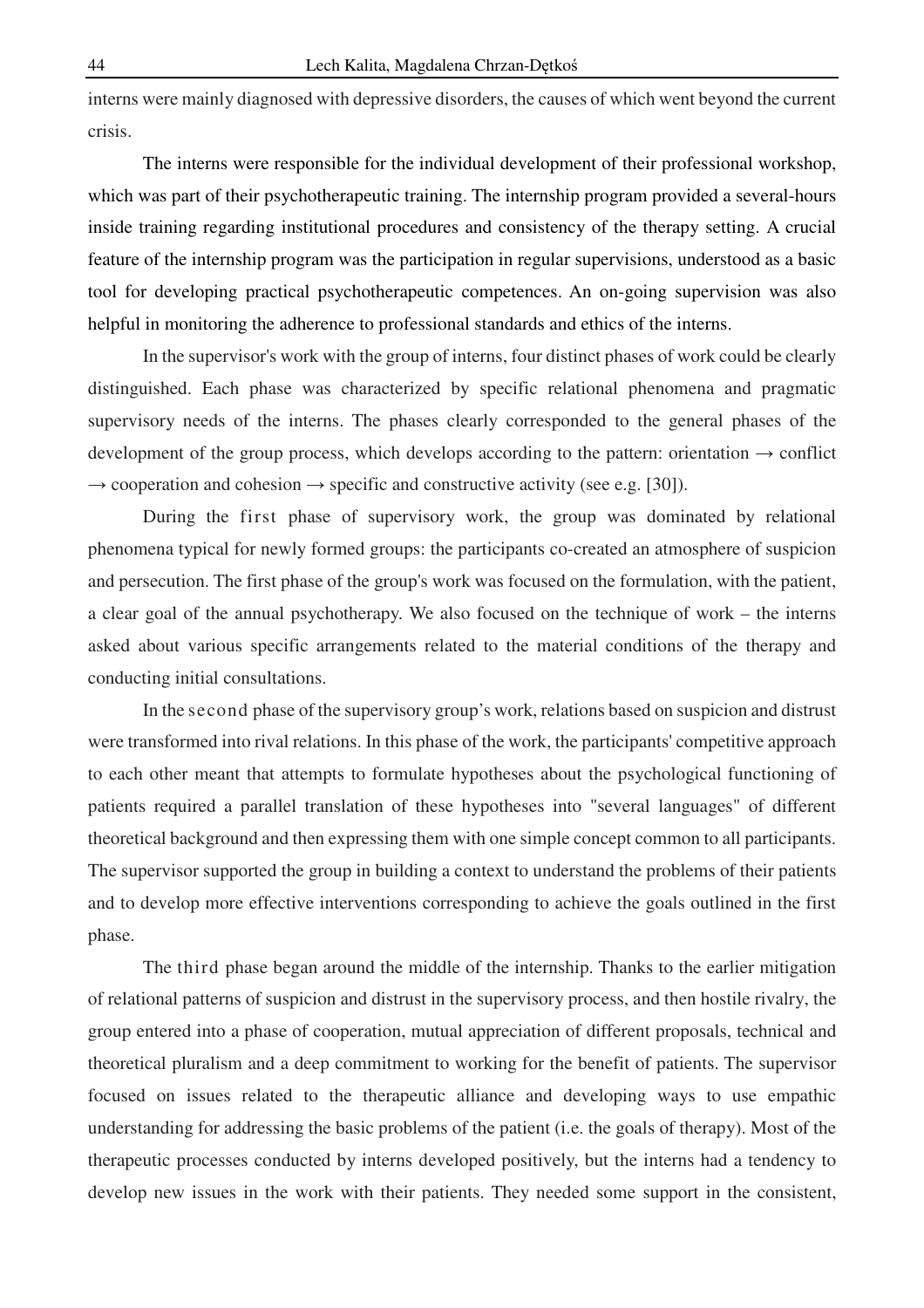interns were mainly diagnosed with depressive disorders, the causes of which went beyond the current crisis.

The interns were responsible for the individual development of their professional workshop, which was part of their psychotherapeutic training. The internship program provided a several-hours inside training regarding institutional procedures and consistency of the therapy setting. A crucial feature of the internship program was the participation in regular supervisions, understood as a basic tool for developing practical psychotherapeutic competences. An on-going supervision was also helpful in monitoring the adherence to professional standards and ethics of the interns.

In the supervisor's work with the group of interns, four distinct phases of work could be clearly distinguished. Each phase was characterized by specific relational phenomena and pragmatic supervisory needs of the interns. The phases clearly corresponded to the general phases of the development of the group process, which develops according to the pattern: orientation → conflict → cooperation and cohesion → specific and constructive activity (see e.g. [30]).

During the first phase of supervisory work, the group was dominated by relational phenomena typical for newly formed groups: the participants co-created an atmosphere of suspicion and persecution. The first phase of the group's work was focused on the formulation, with the patient, a clear goal of the annual psychotherapy. We also focused on the technique of work – the interns asked about various specific arrangements related to the material conditions of the therapy and conducting initial consultations.

In the second phase of the supervisory group's work, relations based on suspicion and distrust were transformed into rival relations. In this phase of the work, the participants' competitive approach to each other meant that attempts to formulate hypotheses about the psychological functioning of patients required a parallel translation of these hypotheses into "several languages" of different theoretical background and then expressing them with one simple concept common to all participants. The supervisor supported the group in building a context to understand the problems of their patients and to develop more effective interventions corresponding to achieve the goals outlined in the first phase.

The third phase began around the middle of the internship. Thanks to the earlier mitigation of relational patterns of suspicion and distrust in the supervisory process, and then hostile rivalry, the group entered into a phase of cooperation, mutual appreciation of different proposals, technical and theoretical pluralism and a deep commitment to working for the benefit of patients. The supervisor focused on issues related to the therapeutic alliance and developing ways to use empathic understanding for addressing the basic problems of the patient (i.e. the goals of therapy). Most of the therapeutic processes conducted by interns developed positively, but the interns had a tendency to develop new issues in the work with their patients. They needed some support in the consistent,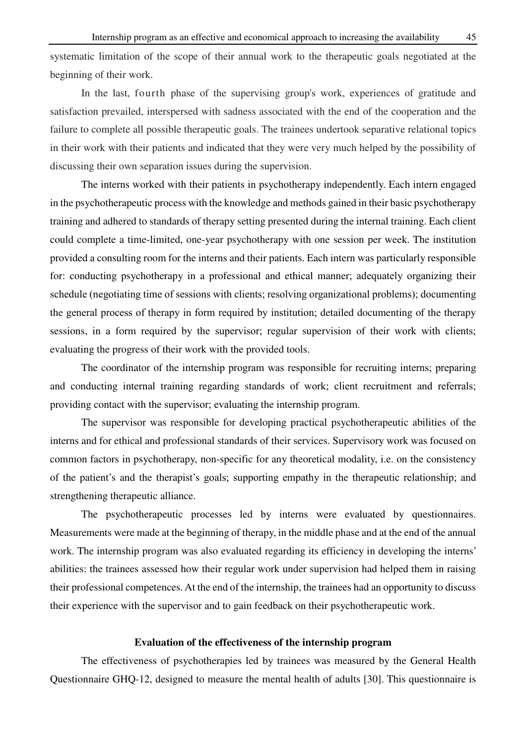systematic limitation of the scope of their annual work to the therapeutic goals negotiated at the beginning of their work.

In the last, fourth phase of the supervising group's work, experiences of gratitude and satisfaction prevailed, interspersed with sadness associated with the end of the cooperation and the failure to complete all possible therapeutic goals. The trainees undertook separative relational topics in their work with their patients and indicated that they were very much helped by the possibility of discussing their own separation issues during the supervision.

The interns worked with their patients in psychotherapy independently. Each intern engaged in the psychotherapeutic process with the knowledge and methods gained in their basic psychotherapy training and adhered to standards of therapy setting presented during the internal training. Each client could complete a time-limited, one-year psychotherapy with one session per week. The institution provided a consulting room for the interns and their patients. Each intern was particularly responsible for: conducting psychotherapy in a professional and ethical manner; adequately organizing their schedule (negotiating time of sessions with clients; resolving organizational problems); documenting the general process of therapy in form required by institution; detailed documenting of the therapy sessions, in a form required by the supervisor; regular supervision of their work with clients; evaluating the progress of their work with the provided tools.

The coordinator of the internship program was responsible for recruiting interns; preparing and conducting internal training regarding standards of work; client recruitment and referrals; providing contact with the supervisor; evaluating the internship program.

The supervisor was responsible for developing practical psychotherapeutic abilities of the interns and for ethical and professional standards of their services. Supervisory work was focused on common factors in psychotherapy, non-specific for any theoretical modality, i.e. on the consistency of the patient's and the therapist's goals; supporting empathy in the therapeutic relationship; and strengthening therapeutic alliance.

The psychotherapeutic processes led by interns were evaluated by questionnaires. Measurements were made at the beginning of therapy, in the middle phase and at the end of the annual work. The internship program was also evaluated regarding its efficiency in developing the interns' abilities: the trainees assessed how their regular work under supervision had helped them in raising their professional competences. At the end of the internship, the trainees had an opportunity to discuss their experience with the supervisor and to gain feedback on their psychotherapeutic work.

### Evaluation of the effectiveness of the internship program

The effectiveness of psychotherapies led by trainees was measured by the General Health Questionnaire GHQ-12, designed to measure the mental health of adults [30]. This questionnaire is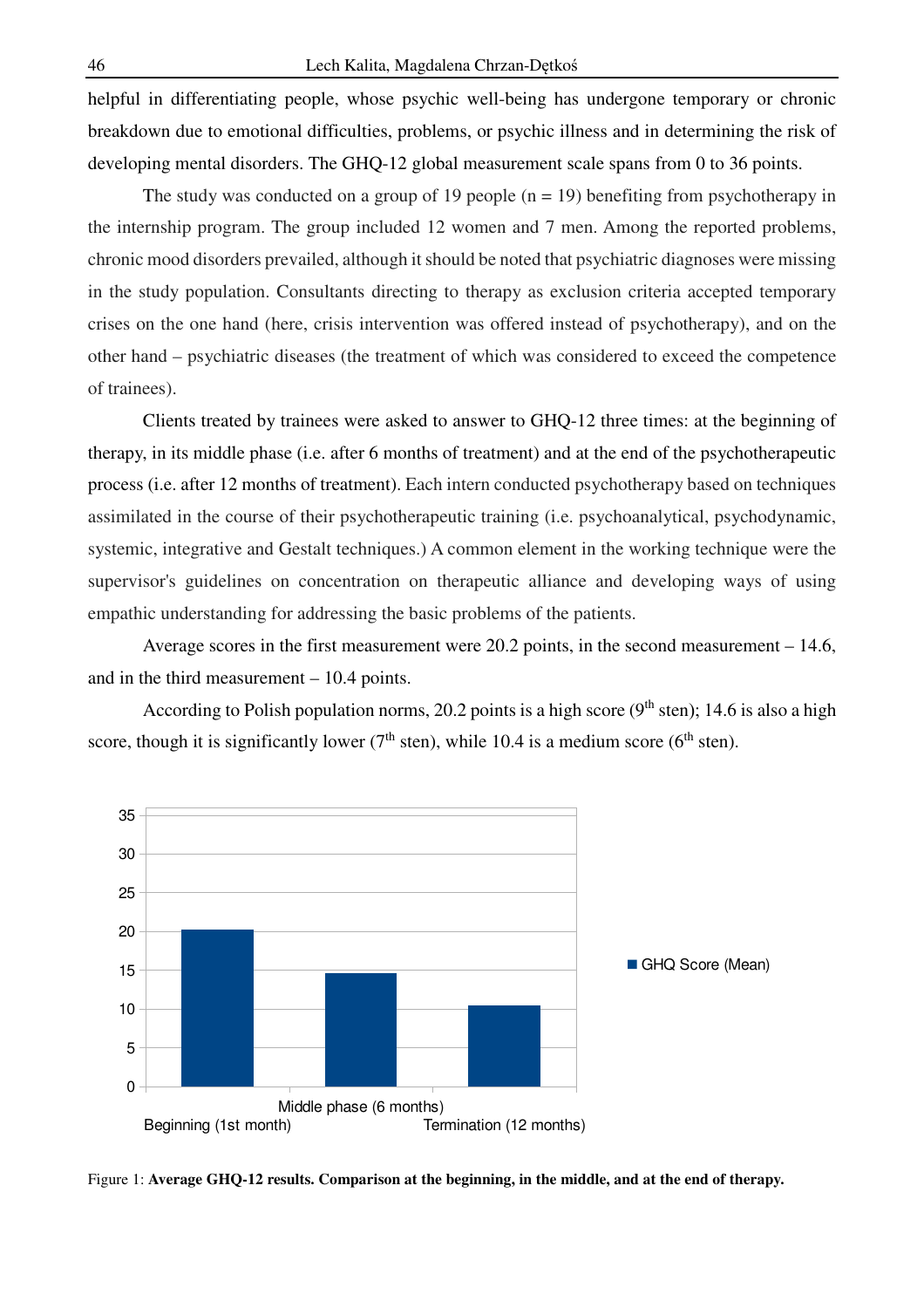helpful in differentiating people, whose psychic well-being has undergone temporary or chronic breakdown due to emotional difficulties, problems, or psychic illness and in determining the risk of developing mental disorders. The GHQ-12 global measurement scale spans from 0 to 36 points.

The study was conducted on a group of 19 people (n = 19) benefiting from psychotherapy in the internship program. The group included 12 women and 7 men. Among the reported problems, chronic mood disorders prevailed, although it should be noted that psychiatric diagnoses were missing in the study population. Consultants directing to therapy as exclusion criteria accepted temporary crises on the one hand (here, crisis intervention was offered instead of psychotherapy), and on the other hand – psychiatric diseases (the treatment of which was considered to exceed the competence of trainees).

Clients treated by trainees were asked to answer to GHQ-12 three times: at the beginning of therapy, in its middle phase (i.e. after 6 months of treatment) and at the end of the psychotherapeutic process (i.e. after 12 months of treatment). Each intern conducted psychotherapy based on techniques assimilated in the course of their psychotherapeutic training (i.e. psychoanalytical, psychodynamic, systemic, integrative and Gestalt techniques.) A common element in the working technique were the supervisor's guidelines on concentration on therapeutic alliance and developing ways of using empathic understanding for addressing the basic problems of the patients.

Average scores in the first measurement were 20.2 points, in the second measurement – 14.6, and in the third measurement – 10.4 points.

According to Polish population norms, 20.2 points is a high score (9th sten); 14.6 is also a high score, though it is significantly lower (7th sten), while 10.4 is a medium score (6th sten).

35
30
25
20
15
10
5
0

Beginning (1st month)
Middle phase (6 months)
Termination (12 months)

GHQ Score (Mean)

Figure 1: **Average GHQ-12 results. Comparison at the beginning, in the middle, and at the end of therapy.**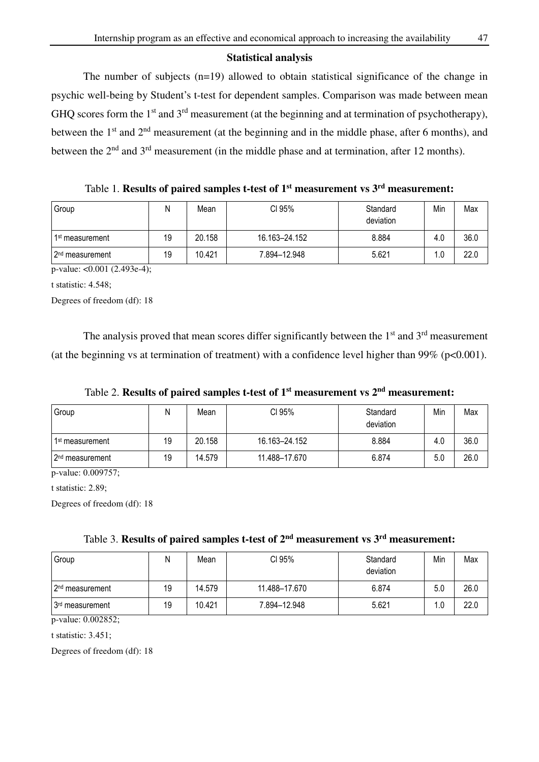### Statistical analysis

The number of subjects (n=19) allowed to obtain statistical significance of the change in psychic well-being by Student's t-test for dependent samples. Comparison was made between mean GHQ scores form the 1st and 3rd measurement (at the beginning and at termination of psychotherapy), between the 1st and 2nd measurement (at the beginning and in the middle phase, after 6 months), and between the 2nd and 3rd measurement (in the middle phase and at termination, after 12 months).

Table 1. **Results of paired samples t-test of 1st measurement vs 3rd measurement:**

| Group | N | Mean | CI 95% | Standard deviation | Min | Max |
|---|---|---|---|---|---|---|
| 1st measurement | 19 | 20.158 | 16.163–24.152 | 8.884 | 4.0 | 36.0 |
| 2nd measurement | 19 | 10.421 | 7.894–12.948 | 5.621 | 1.0 | 22.0 |

p-value: <0.001 (2.493e-4);

t statistic: 4.548;

Degrees of freedom (df): 18

The analysis proved that mean scores differ significantly between the 1st and 3rd measurement (at the beginning vs at termination of treatment) with a confidence level higher than 99% ($p<0.001$).

Table 2. **Results of paired samples t-test of 1st measurement vs 2nd measurement:**

| Group | N | Mean | CI 95% | Standard deviation | Min | Max |
|---|---|---|---|---|---|---|
| 1st measurement | 19 | 20.158 | 16.163–24.152 | 8.884 | 4.0 | 36.0 |
| 2nd measurement | 19 | 14.579 | 11.488–17.670 | 6.874 | 5.0 | 26.0 |

p-value: 0.009757;

t statistic: 2.89;

Degrees of freedom (df): 18

Table 3. **Results of paired samples t-test of 2nd measurement vs 3rd measurement:**

| Group | N | Mean | CI 95% | Standard deviation | Min | Max |
|---|---|---|---|---|---|---|
| 2nd measurement | 19 | 14.579 | 11.488–17.670 | 6.874 | 5.0 | 26.0 |
| 3rd measurement | 19 | 10.421 | 7.894–12.948 | 5.621 | 1.0 | 22.0 |

p-value: 0.002852;

t statistic: 3.451;

Degrees of freedom (df): 18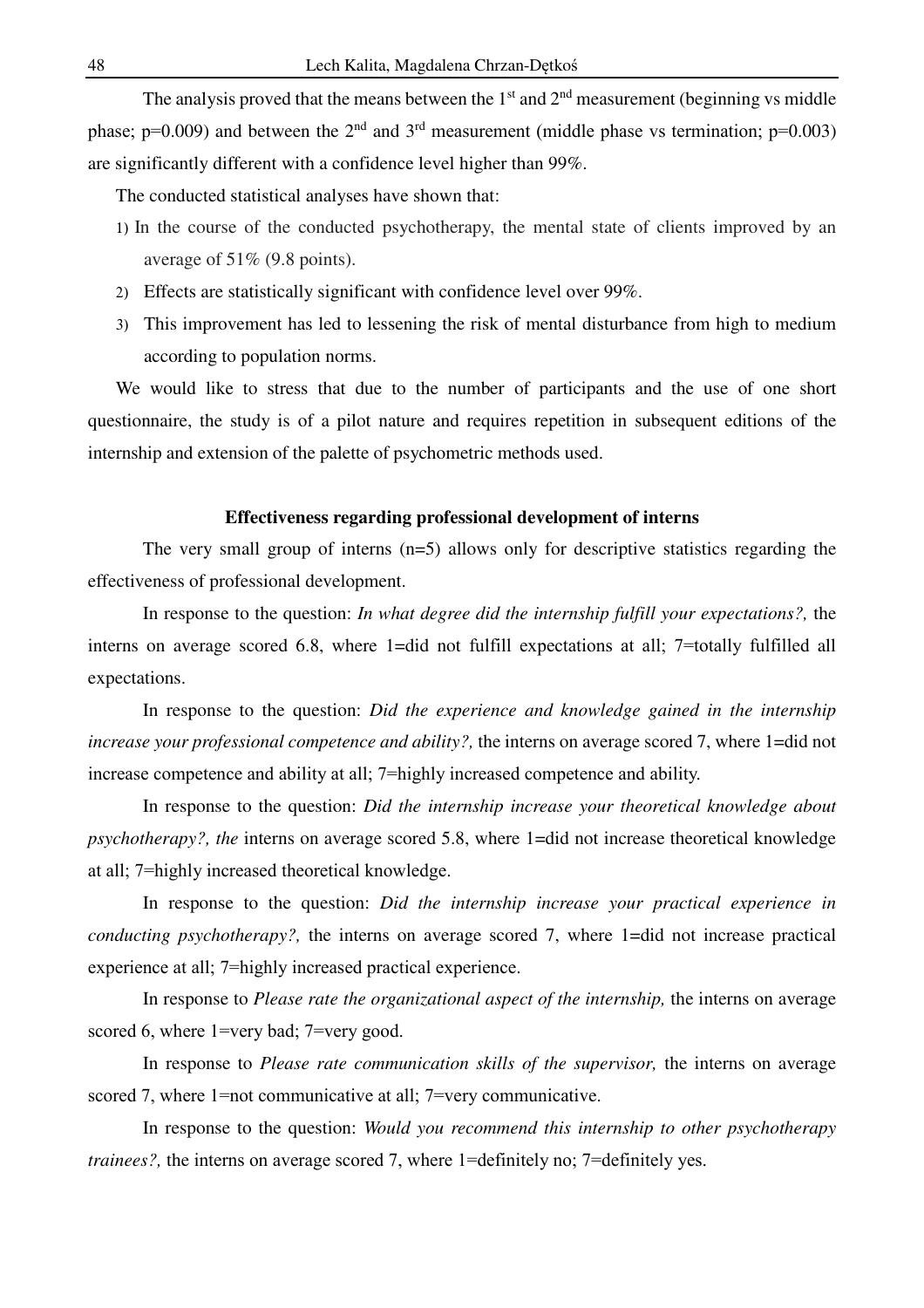The analysis proved that the means between the 1st and 2nd measurement (beginning vs middle phase; $p=0.009$) and between the 2nd and 3rd measurement (middle phase vs termination; $p=0.003$) are significantly different with a confidence level higher than 99%.

The conducted statistical analyses have shown that:

1) In the course of the conducted psychotherapy, the mental state of clients improved by an average of 51% (9.8 points).
2) Effects are statistically significant with confidence level over 99%.
3) This improvement has led to lessening the risk of mental disturbance from high to medium according to population norms.

We would like to stress that due to the number of participants and the use of one short questionnaire, the study is of a pilot nature and requires repetition in subsequent editions of the internship and extension of the palette of psychometric methods used.

**Effectiveness regarding professional development of interns**

The very small group of interns (n=5) allows only for descriptive statistics regarding the effectiveness of professional development.

In response to the question: *In what degree did the internship fulfill your expectations?,* the interns on average scored 6.8, where 1=did not fulfill expectations at all; 7=totally fulfilled all expectations.

In response to the question: *Did the experience and knowledge gained in the internship increase your professional competence and ability?,* the interns on average scored 7, where 1=did not increase competence and ability at all; 7=highly increased competence and ability.

In response to the question: *Did the internship increase your theoretical knowledge about psychotherapy?, the* interns on average scored 5.8, where 1=did not increase theoretical knowledge at all; 7=highly increased theoretical knowledge.

In response to the question: *Did the internship increase your practical experience in conducting psychotherapy?,* the interns on average scored 7, where 1=did not increase practical experience at all; 7=highly increased practical experience.

In response to *Please rate the organizational aspect of the internship,* the interns on average scored 6, where 1=very bad; 7=very good.

In response to *Please rate communication skills of the supervisor,* the interns on average scored 7, where 1=not communicative at all; 7=very communicative.

In response to the question: *Would you recommend this internship to other psychotherapy trainees?,* the interns on average scored 7, where 1=definitely no; 7=definitely yes.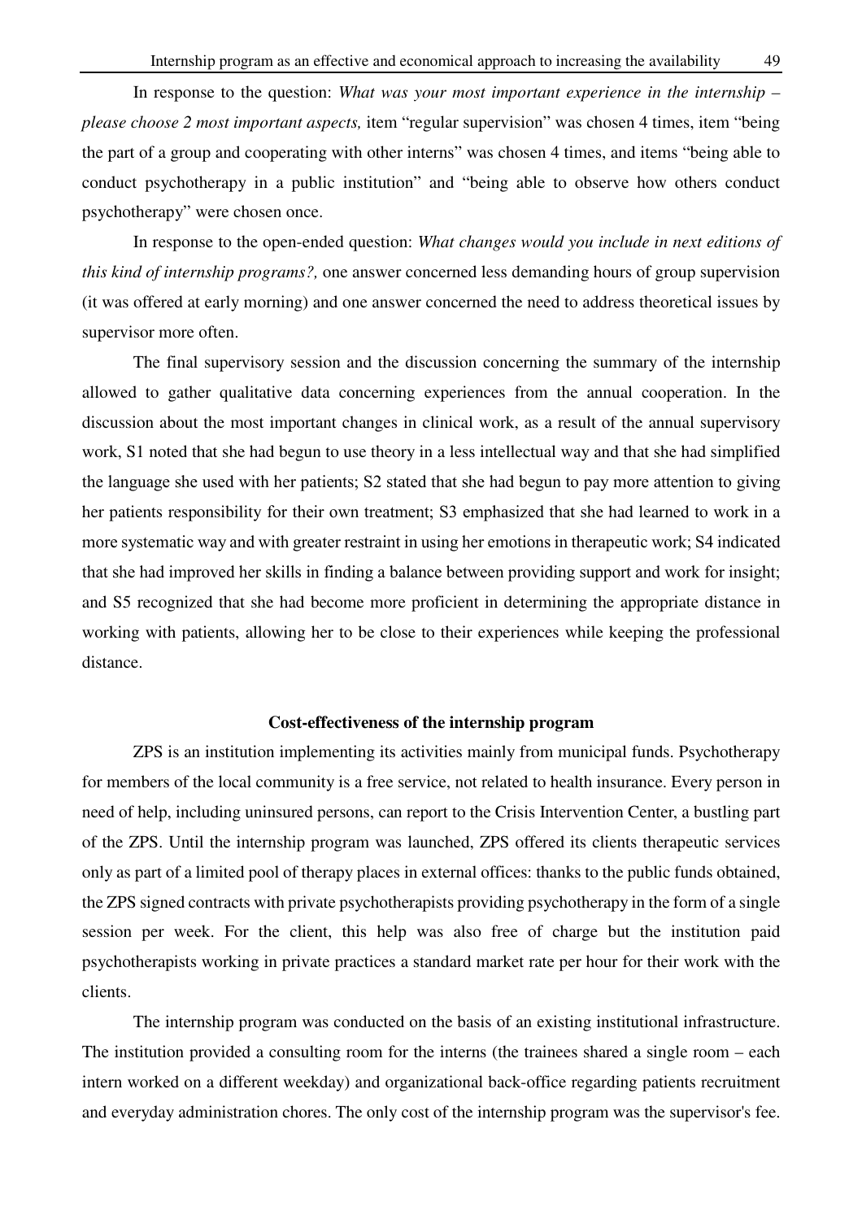In response to the question: *What was your most important experience in the internship – please choose 2 most important aspects,* item "regular supervision" was chosen 4 times, item "being the part of a group and cooperating with other interns" was chosen 4 times, and items "being able to conduct psychotherapy in a public institution" and "being able to observe how others conduct psychotherapy" were chosen once.

In response to the open-ended question: *What changes would you include in next editions of this kind of internship programs?,* one answer concerned less demanding hours of group supervision (it was offered at early morning) and one answer concerned the need to address theoretical issues by supervisor more often.

The final supervisory session and the discussion concerning the summary of the internship allowed to gather qualitative data concerning experiences from the annual cooperation. In the discussion about the most important changes in clinical work, as a result of the annual supervisory work, S1 noted that she had begun to use theory in a less intellectual way and that she had simplified the language she used with her patients; S2 stated that she had begun to pay more attention to giving her patients responsibility for their own treatment; S3 emphasized that she had learned to work in a more systematic way and with greater restraint in using her emotions in therapeutic work; S4 indicated that she had improved her skills in finding a balance between providing support and work for insight; and S5 recognized that she had become more proficient in determining the appropriate distance in working with patients, allowing her to be close to their experiences while keeping the professional distance.

## Cost-effectiveness of the internship program

ZPS is an institution implementing its activities mainly from municipal funds. Psychotherapy for members of the local community is a free service, not related to health insurance. Every person in need of help, including uninsured persons, can report to the Crisis Intervention Center, a bustling part of the ZPS. Until the internship program was launched, ZPS offered its clients therapeutic services only as part of a limited pool of therapy places in external offices: thanks to the public funds obtained, the ZPS signed contracts with private psychotherapists providing psychotherapy in the form of a single session per week. For the client, this help was also free of charge but the institution paid psychotherapists working in private practices a standard market rate per hour for their work with the clients.

The internship program was conducted on the basis of an existing institutional infrastructure. The institution provided a consulting room for the interns (the trainees shared a single room – each intern worked on a different weekday) and organizational back-office regarding patients recruitment and everyday administration chores. The only cost of the internship program was the supervisor's fee.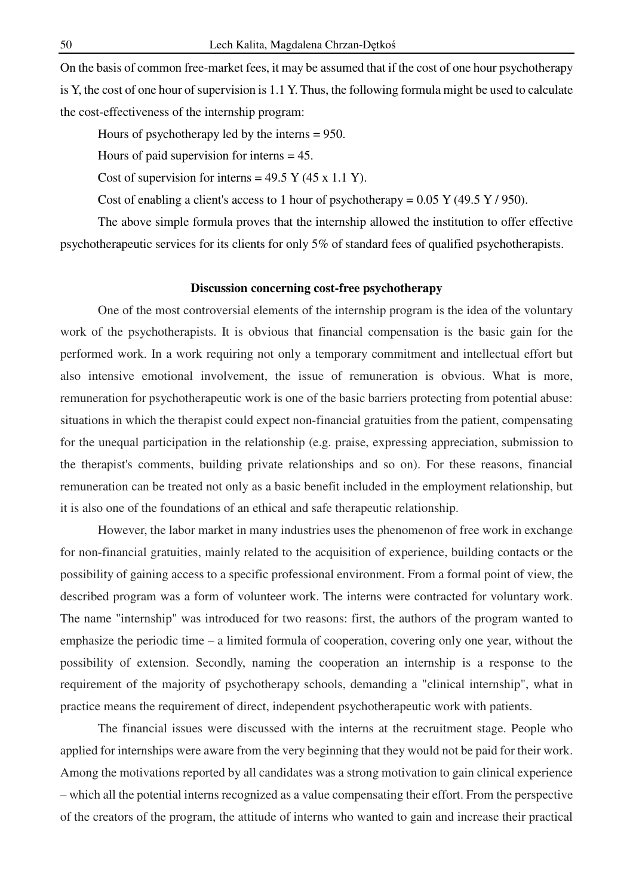On the basis of common free-market fees, it may be assumed that if the cost of one hour psychotherapy is Y, the cost of one hour of supervision is 1.1 Y. Thus, the following formula might be used to calculate the cost-effectiveness of the internship program:

Hours of psychotherapy led by the interns = 950.

Hours of paid supervision for interns = 45.

Cost of supervision for interns = 49.5 Y (45 x 1.1 Y).

Cost of enabling a client's access to 1 hour of psychotherapy = 0.05 Y (49.5 Y / 950).

The above simple formula proves that the internship allowed the institution to offer effective psychotherapeutic services for its clients for only 5% of standard fees of qualified psychotherapists.

**Discussion concerning cost-free psychotherapy**

One of the most controversial elements of the internship program is the idea of the voluntary work of the psychotherapists. It is obvious that financial compensation is the basic gain for the performed work. In a work requiring not only a temporary commitment and intellectual effort but also intensive emotional involvement, the issue of remuneration is obvious. What is more, remuneration for psychotherapeutic work is one of the basic barriers protecting from potential abuse: situations in which the therapist could expect non-financial gratuities from the patient, compensating for the unequal participation in the relationship (e.g. praise, expressing appreciation, submission to the therapist's comments, building private relationships and so on). For these reasons, financial remuneration can be treated not only as a basic benefit included in the employment relationship, but it is also one of the foundations of an ethical and safe therapeutic relationship.

However, the labor market in many industries uses the phenomenon of free work in exchange for non-financial gratuities, mainly related to the acquisition of experience, building contacts or the possibility of gaining access to a specific professional environment. From a formal point of view, the described program was a form of volunteer work. The interns were contracted for voluntary work. The name "internship" was introduced for two reasons: first, the authors of the program wanted to emphasize the periodic time – a limited formula of cooperation, covering only one year, without the possibility of extension. Secondly, naming the cooperation an internship is a response to the requirement of the majority of psychotherapy schools, demanding a "clinical internship", what in practice means the requirement of direct, independent psychotherapeutic work with patients.

The financial issues were discussed with the interns at the recruitment stage. People who applied for internships were aware from the very beginning that they would not be paid for their work. Among the motivations reported by all candidates was a strong motivation to gain clinical experience – which all the potential interns recognized as a value compensating their effort. From the perspective of the creators of the program, the attitude of interns who wanted to gain and increase their practical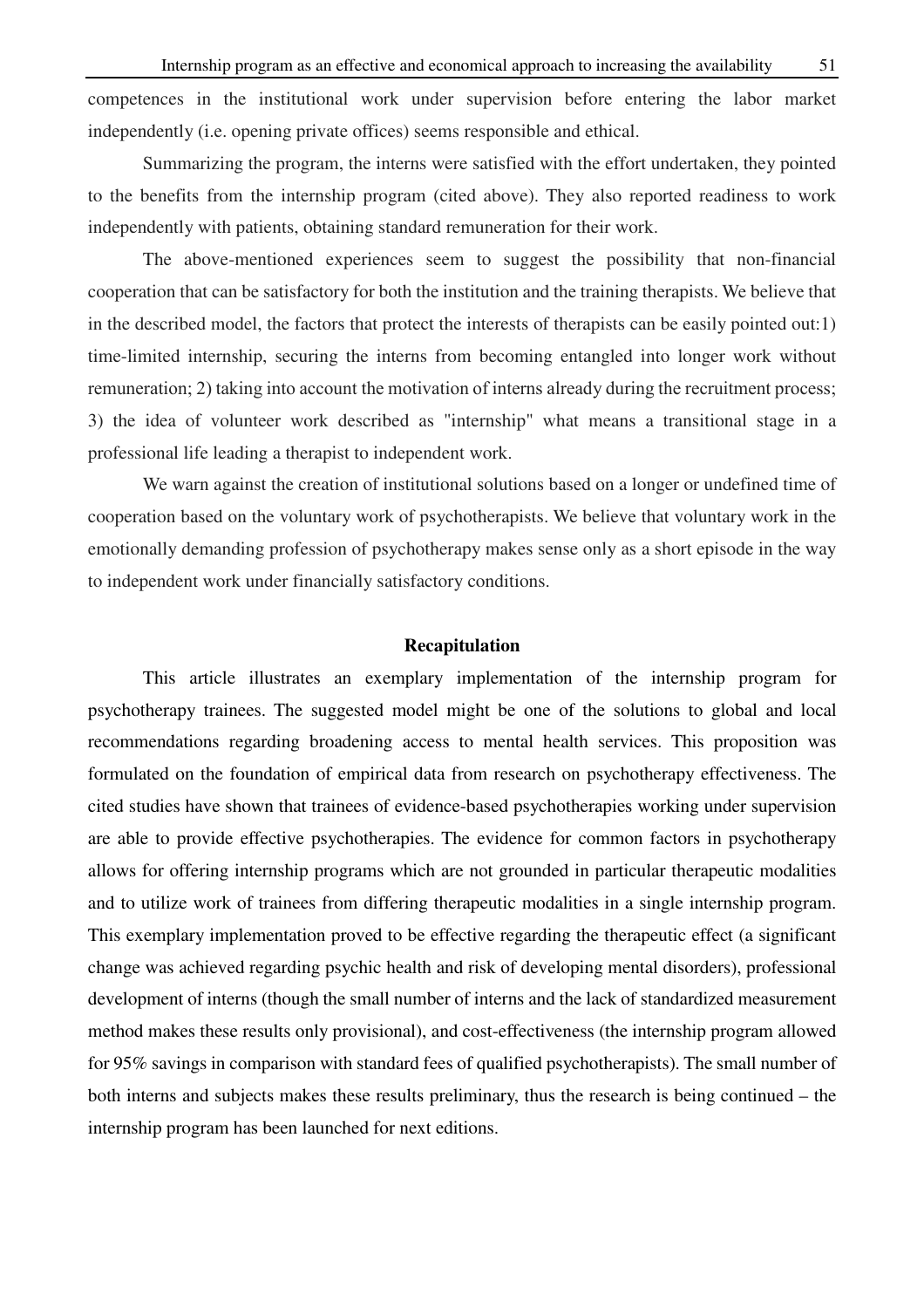competences in the institutional work under supervision before entering the labor market independently (i.e. opening private offices) seems responsible and ethical.

Summarizing the program, the interns were satisfied with the effort undertaken, they pointed to the benefits from the internship program (cited above). They also reported readiness to work independently with patients, obtaining standard remuneration for their work.

The above-mentioned experiences seem to suggest the possibility that non-financial cooperation that can be satisfactory for both the institution and the training therapists. We believe that in the described model, the factors that protect the interests of therapists can be easily pointed out:1) time-limited internship, securing the interns from becoming entangled into longer work without remuneration; 2) taking into account the motivation of interns already during the recruitment process; 3) the idea of volunteer work described as "internship" what means a transitional stage in a professional life leading a therapist to independent work.

We warn against the creation of institutional solutions based on a longer or undefined time of cooperation based on the voluntary work of psychotherapists. We believe that voluntary work in the emotionally demanding profession of psychotherapy makes sense only as a short episode in the way to independent work under financially satisfactory conditions.

## Recapitulation

This article illustrates an exemplary implementation of the internship program for psychotherapy trainees. The suggested model might be one of the solutions to global and local recommendations regarding broadening access to mental health services. This proposition was formulated on the foundation of empirical data from research on psychotherapy effectiveness. The cited studies have shown that trainees of evidence-based psychotherapies working under supervision are able to provide effective psychotherapies. The evidence for common factors in psychotherapy allows for offering internship programs which are not grounded in particular therapeutic modalities and to utilize work of trainees from differing therapeutic modalities in a single internship program. This exemplary implementation proved to be effective regarding the therapeutic effect (a significant change was achieved regarding psychic health and risk of developing mental disorders), professional development of interns (though the small number of interns and the lack of standardized measurement method makes these results only provisional), and cost-effectiveness (the internship program allowed for 95% savings in comparison with standard fees of qualified psychotherapists). The small number of both interns and subjects makes these results preliminary, thus the research is being continued – the internship program has been launched for next editions.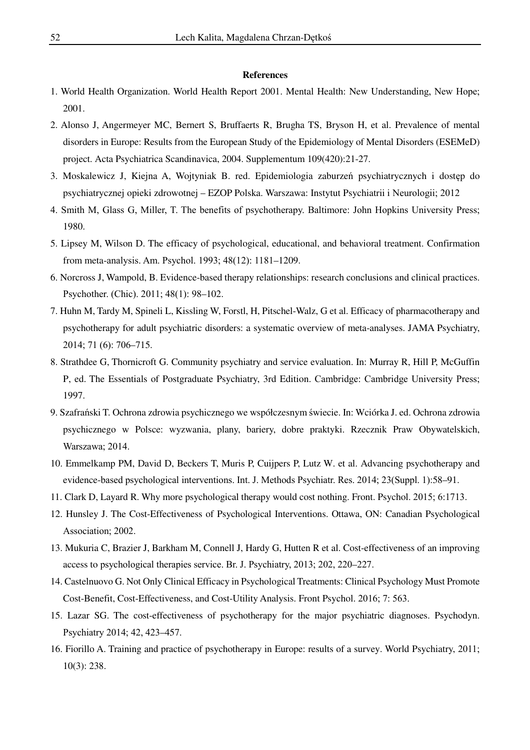## References

1. World Health Organization. World Health Report 2001. Mental Health: New Understanding, New Hope; 2001.
2. Alonso J, Angermeyer MC, Bernert S, Bruffaerts R, Brugha TS, Bryson H, et al. Prevalence of mental disorders in Europe: Results from the European Study of the Epidemiology of Mental Disorders (ESEMeD) project. Acta Psychiatrica Scandinavica, 2004. Supplementum 109(420):21-27.
3. Moskalewicz J, Kiejna A, Wojtyniak B. red. Epidemiologia zaburzeń psychiatrycznych i dostęp do psychiatrycznej opieki zdrowotnej – EZOP Polska. Warszawa: Instytut Psychiatrii i Neurologii; 2012
4. Smith M, Glass G, Miller, T. The benefits of psychotherapy. Baltimore: John Hopkins University Press; 1980.
5. Lipsey M, Wilson D. The efficacy of psychological, educational, and behavioral treatment. Confirmation from meta-analysis. Am. Psychol. 1993; 48(12): 1181–1209.
6. Norcross J, Wampold, B. Evidence-based therapy relationships: research conclusions and clinical practices. Psychother. (Chic). 2011; 48(1): 98–102.
7. Huhn M, Tardy M, Spineli L, Kissling W, Forstl, H, Pitschel-Walz, G et al. Efficacy of pharmacotherapy and psychotherapy for adult psychiatric disorders: a systematic overview of meta-analyses. JAMA Psychiatry, 2014; 71 (6): 706–715.
8. Strathdee G, Thornicroft G. Community psychiatry and service evaluation. In: Murray R, Hill P, McGuffin P, ed. The Essentials of Postgraduate Psychiatry, 3rd Edition. Cambridge: Cambridge University Press; 1997.
9. Szafrański T. Ochrona zdrowia psychicznego we współczesnym świecie. In: Wciórka J. ed. Ochrona zdrowia psychicznego w Polsce: wyzwania, plany, bariery, dobre praktyki. Rzecznik Praw Obywatelskich, Warszawa; 2014.
10. Emmelkamp PM, David D, Beckers T, Muris P, Cuijpers P, Lutz W. et al. Advancing psychotherapy and evidence-based psychological interventions. Int. J. Methods Psychiatr. Res. 2014; 23(Suppl. 1):58–91.
11. Clark D, Layard R. Why more psychological therapy would cost nothing. Front. Psychol. 2015; 6:1713.
12. Hunsley J. The Cost-Effectiveness of Psychological Interventions. Ottawa, ON: Canadian Psychological Association; 2002.
13. Mukuria C, Brazier J, Barkham M, Connell J, Hardy G, Hutten R et al. Cost-effectiveness of an improving access to psychological therapies service. Br. J. Psychiatry, 2013; 202, 220–227.
14. Castelnuovo G. Not Only Clinical Efficacy in Psychological Treatments: Clinical Psychology Must Promote Cost-Benefit, Cost-Effectiveness, and Cost-Utility Analysis. Front Psychol. 2016; 7: 563.
15. Lazar SG. The cost-effectiveness of psychotherapy for the major psychiatric diagnoses. Psychodyn. Psychiatry 2014; 42, 423–457.
16. Fiorillo A. Training and practice of psychotherapy in Europe: results of a survey. World Psychiatry, 2011; 10(3): 238.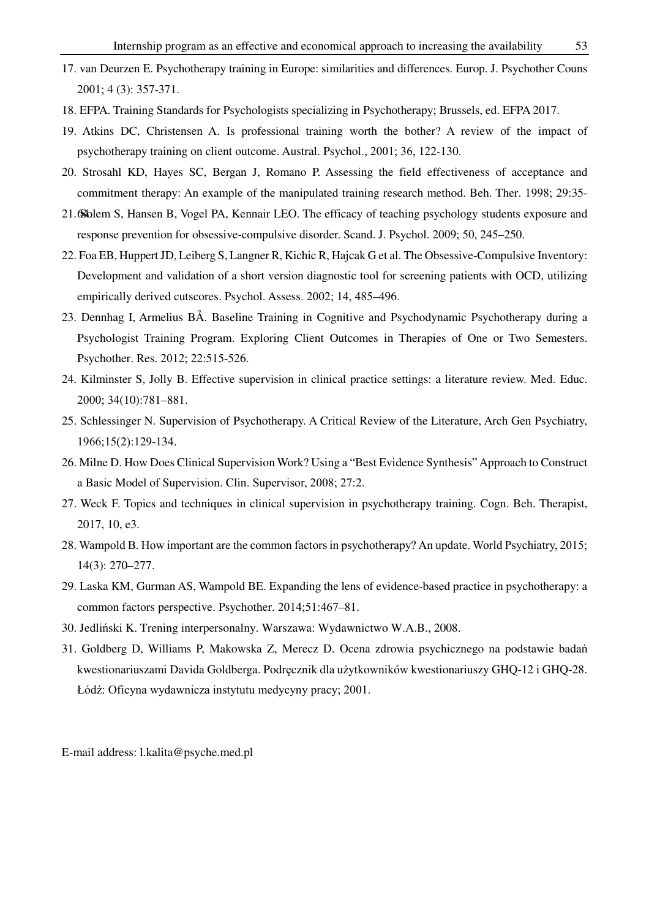17. van Deurzen E. Psychotherapy training in Europe: similarities and differences. Europ. J. Psychother Couns 2001; 4 (3): 357-371.

18. EFPA. Training Standards for Psychologists specializing in Psychotherapy; Brussels, ed. EFPA 2017.

19. Atkins DC, Christensen A. Is professional training worth the bother? A review of the impact of psychotherapy training on client outcome. Austral. Psychol., 2001; 36, 122-130.

20. Strosahl KD, Hayes SC, Bergan J, Romano P. Assessing the field effectiveness of acceptance and commitment therapy: An example of the manipulated training research method. Beh. Ther. 1998; 29:35-64

21. Solem S, Hansen B, Vogel PA, Kennair LEO. The efficacy of teaching psychology students exposure and response prevention for obsessive-compulsive disorder. Scand. J. Psychol. 2009; 50, 245–250.

22. Foa EB, Huppert JD, Leiberg S, Langner R, Kichic R, Hajcak G et al. The Obsessive-Compulsive Inventory: Development and validation of a short version diagnostic tool for screening patients with OCD, utilizing empirically derived cutscores. Psychol. Assess. 2002; 14, 485–496.

23. Dennhag I, Armelius BÅ. Baseline Training in Cognitive and Psychodynamic Psychotherapy during a Psychologist Training Program. Exploring Client Outcomes in Therapies of One or Two Semesters. Psychother. Res. 2012; 22:515-526.

24. Kilminster S, Jolly B. Effective supervision in clinical practice settings: a literature review. Med. Educ. 2000; 34(10):781–881.

25. Schlessinger N. Supervision of Psychotherapy. A Critical Review of the Literature, Arch Gen Psychiatry, 1966;15(2):129-134.

26. Milne D. How Does Clinical Supervision Work? Using a "Best Evidence Synthesis" Approach to Construct a Basic Model of Supervision. Clin. Supervisor, 2008; 27:2.

27. Weck F. Topics and techniques in clinical supervision in psychotherapy training. Cogn. Beh. Therapist, 2017, 10, e3.

28. Wampold B. How important are the common factors in psychotherapy? An update. World Psychiatry, 2015; 14(3): 270–277.

29. Laska KM, Gurman AS, Wampold BE. Expanding the lens of evidence-based practice in psychotherapy: a common factors perspective. Psychother. 2014;51:467–81.

30. Jedliński K. Trening interpersonalny. Warszawa: Wydawnictwo W.A.B., 2008.

31. Goldberg D, Williams P, Makowska Z, Merecz D. Ocena zdrowia psychicznego na podstawie badań kwestionariuszami Davida Goldberga. Podręcznik dla użytkowników kwestionariuszy GHQ-12 i GHQ-28. Łódź: Oficyna wydawnicza instytutu medycyny pracy; 2001.

E-mail address: l.kalita@psyche.med.pl